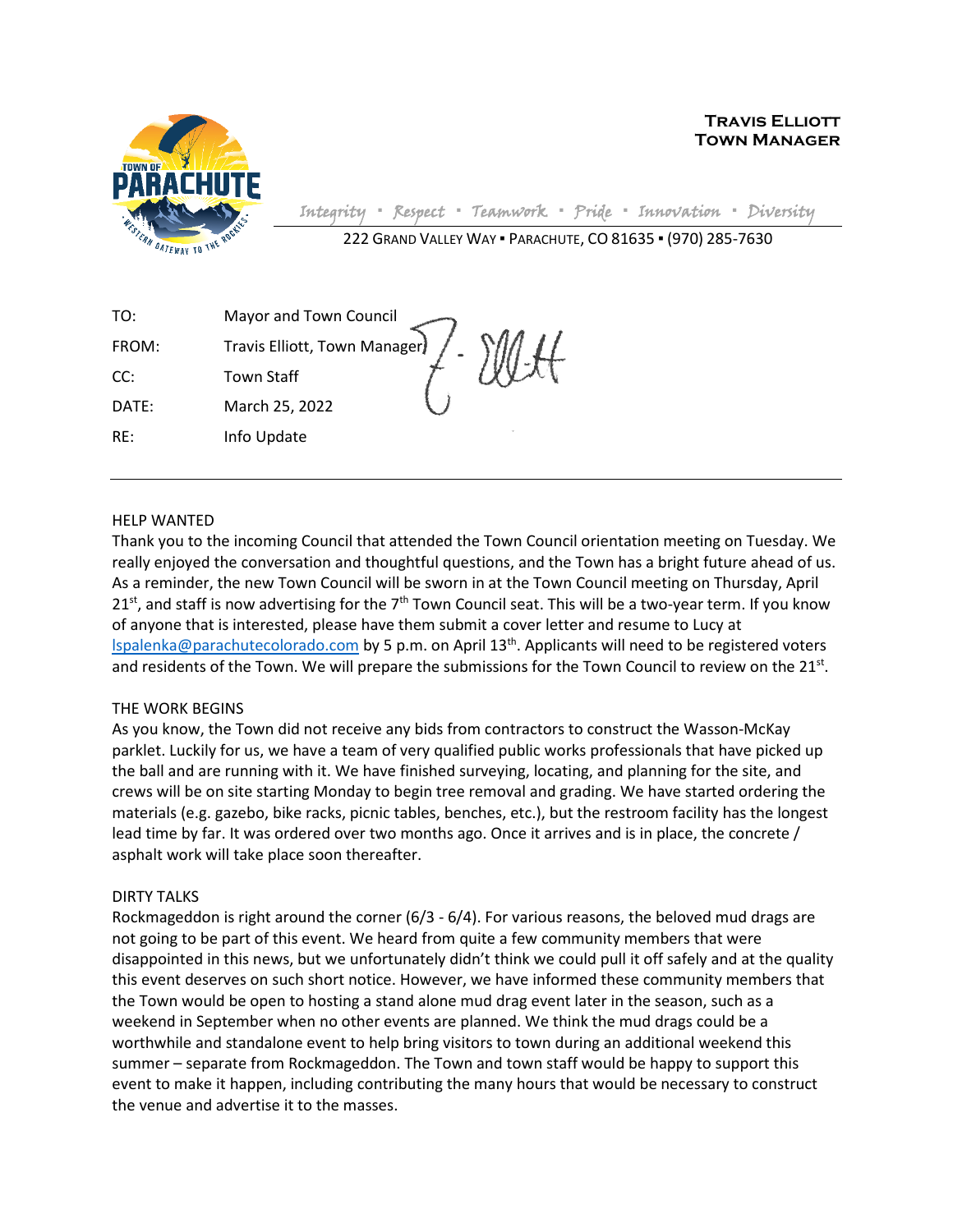**TRAVIS ELLIOTT**
**TOWN MANAGER**

*Integrity ▪ Respect ▪ Teamwork ▪ Pride ▪ Innovation ▪ Diversity*

222 GRAND VALLEY WAY ▪ PARACHUTE, CO 81635 ▪ (970) 285-7630

| | |
|---|---|
| TO: | Mayor and Town Council |
| FROM: | Travis Elliott, Town Manager |
| CC: | Town Staff |
| DATE: | March 25, 2022 |
| RE: | Info Update |

---

HELP WANTED

Thank you to the incoming Council that attended the Town Council orientation meeting on Tuesday. We really enjoyed the conversation and thoughtful questions, and the Town has a bright future ahead of us. As a reminder, the new Town Council will be sworn in at the Town Council meeting on Thursday, April 21st, and staff is now advertising for the 7th Town Council seat. This will be a two-year term. If you know of anyone that is interested, please have them submit a cover letter and resume to Lucy at lspalenka@parachutecolorado.com by 5 p.m. on April 13th. Applicants will need to be registered voters and residents of the Town. We will prepare the submissions for the Town Council to review on the 21st.

THE WORK BEGINS

As you know, the Town did not receive any bids from contractors to construct the Wasson-McKay parklet. Luckily for us, we have a team of very qualified public works professionals that have picked up the ball and are running with it. We have finished surveying, locating, and planning for the site, and crews will be on site starting Monday to begin tree removal and grading. We have started ordering the materials (e.g. gazebo, bike racks, picnic tables, benches, etc.), but the restroom facility has the longest lead time by far. It was ordered over two months ago. Once it arrives and is in place, the concrete / asphalt work will take place soon thereafter.

DIRTY TALKS

Rockmageddon is right around the corner (6/3 - 6/4). For various reasons, the beloved mud drags are not going to be part of this event. We heard from quite a few community members that were disappointed in this news, but we unfortunately didn't think we could pull it off safely and at the quality this event deserves on such short notice. However, we have informed these community members that the Town would be open to hosting a stand alone mud drag event later in the season, such as a weekend in September when no other events are planned. We think the mud drags could be a worthwhile and standalone event to help bring visitors to town during an additional weekend this summer – separate from Rockmageddon. The Town and town staff would be happy to support this event to make it happen, including contributing the many hours that would be necessary to construct the venue and advertise it to the masses.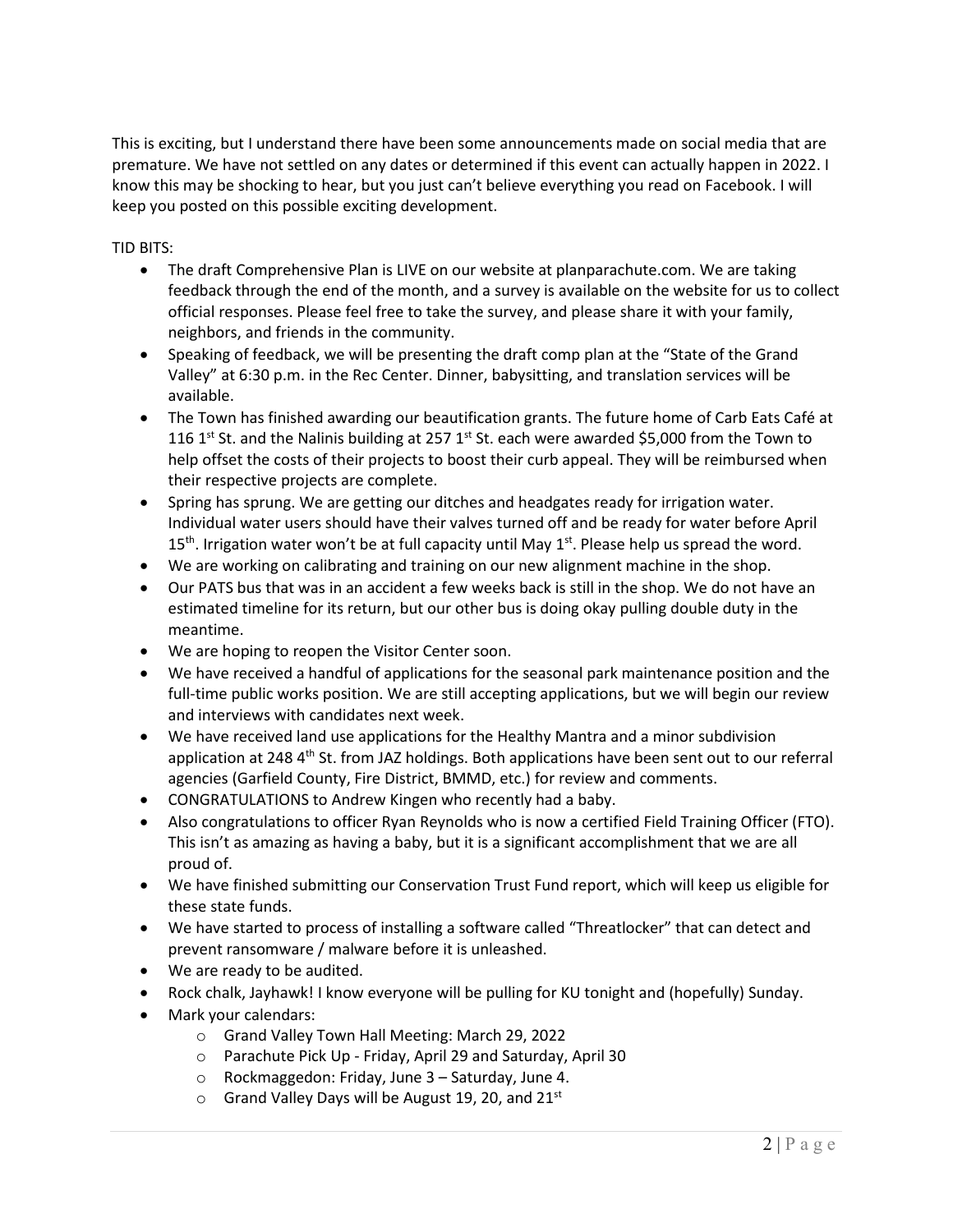This is exciting, but I understand there have been some announcements made on social media that are premature. We have not settled on any dates or determined if this event can actually happen in 2022. I know this may be shocking to hear, but you just can't believe everything you read on Facebook. I will keep you posted on this possible exciting development.

TID BITS:

- The draft Comprehensive Plan is LIVE on our website at planparachute.com. We are taking feedback through the end of the month, and a survey is available on the website for us to collect official responses. Please feel free to take the survey, and please share it with your family, neighbors, and friends in the community.
- Speaking of feedback, we will be presenting the draft comp plan at the "State of the Grand Valley" at 6:30 p.m. in the Rec Center. Dinner, babysitting, and translation services will be available.
- The Town has finished awarding our beautification grants. The future home of Carb Eats Café at 116 1st St. and the Nalinis building at 257 1st St. each were awarded $5,000 from the Town to help offset the costs of their projects to boost their curb appeal. They will be reimbursed when their respective projects are complete.
- Spring has sprung. We are getting our ditches and headgates ready for irrigation water. Individual water users should have their valves turned off and be ready for water before April 15th. Irrigation water won't be at full capacity until May 1st. Please help us spread the word.
- We are working on calibrating and training on our new alignment machine in the shop.
- Our PATS bus that was in an accident a few weeks back is still in the shop. We do not have an estimated timeline for its return, but our other bus is doing okay pulling double duty in the meantime.
- We are hoping to reopen the Visitor Center soon.
- We have received a handful of applications for the seasonal park maintenance position and the full-time public works position. We are still accepting applications, but we will begin our review and interviews with candidates next week.
- We have received land use applications for the Healthy Mantra and a minor subdivision application at 248 4th St. from JAZ holdings. Both applications have been sent out to our referral agencies (Garfield County, Fire District, BMMD, etc.) for review and comments.
- CONGRATULATIONS to Andrew Kingen who recently had a baby.
- Also congratulations to officer Ryan Reynolds who is now a certified Field Training Officer (FTO). This isn't as amazing as having a baby, but it is a significant accomplishment that we are all proud of.
- We have finished submitting our Conservation Trust Fund report, which will keep us eligible for these state funds.
- We have started to process of installing a software called "Threatlocker" that can detect and prevent ransomware / malware before it is unleashed.
- We are ready to be audited.
- Rock chalk, Jayhawk! I know everyone will be pulling for KU tonight and (hopefully) Sunday.
- Mark your calendars:
  - Grand Valley Town Hall Meeting: March 29, 2022
  - Parachute Pick Up - Friday, April 29 and Saturday, April 30
  - Rockmaggedon: Friday, June 3 – Saturday, June 4.
  - Grand Valley Days will be August 19, 20, and 21st